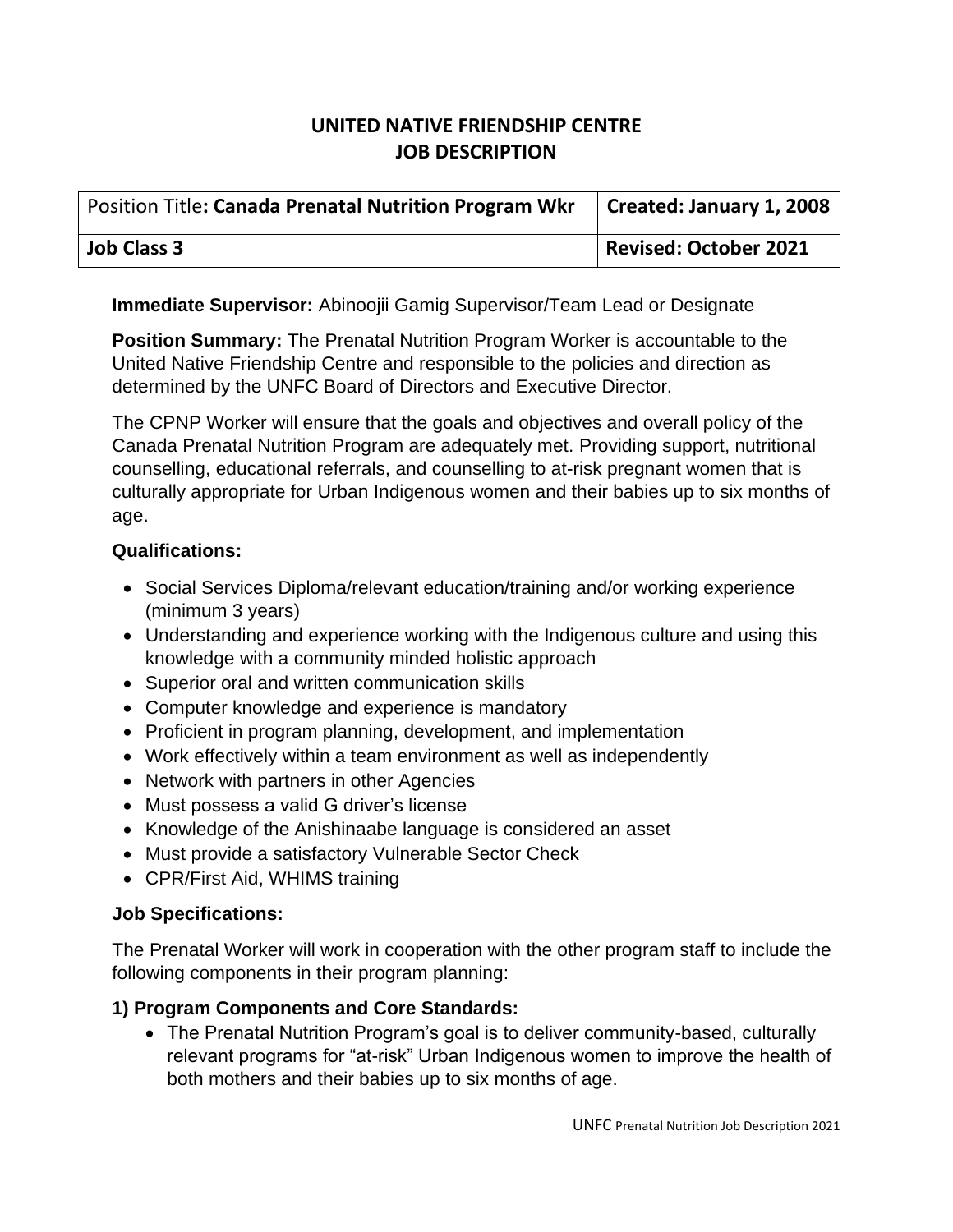# UNITED NATIVE FRIENDSHIP CENTRE
# JOB DESCRIPTION

| Position Title: **Canada Prenatal Nutrition Program Wkr** | **Created: January 1, 2008** |
| --- | --- |
| **Job Class 3** | **Revised: October 2021** |

**Immediate Supervisor:** Abinoojii Gamig Supervisor/Team Lead or Designate

**Position Summary:** The Prenatal Nutrition Program Worker is accountable to the United Native Friendship Centre and responsible to the policies and direction as determined by the UNFC Board of Directors and Executive Director.

The CPNP Worker will ensure that the goals and objectives and overall policy of the Canada Prenatal Nutrition Program are adequately met. Providing support, nutritional counselling, educational referrals, and counselling to at-risk pregnant women that is culturally appropriate for Urban Indigenous women and their babies up to six months of age.

### Qualifications:

- Social Services Diploma/relevant education/training and/or working experience (minimum 3 years)
- Understanding and experience working with the Indigenous culture and using this knowledge with a community minded holistic approach
- Superior oral and written communication skills
- Computer knowledge and experience is mandatory
- Proficient in program planning, development, and implementation
- Work effectively within a team environment as well as independently
- Network with partners in other Agencies
- Must possess a valid G driver's license
- Knowledge of the Anishinaabe language is considered an asset
- Must provide a satisfactory Vulnerable Sector Check
- CPR/First Aid, WHIMS training

### Job Specifications:

The Prenatal Worker will work in cooperation with the other program staff to include the following components in their program planning:

### 1) Program Components and Core Standards:

- The Prenatal Nutrition Program's goal is to deliver community-based, culturally relevant programs for "at-risk" Urban Indigenous women to improve the health of both mothers and their babies up to six months of age.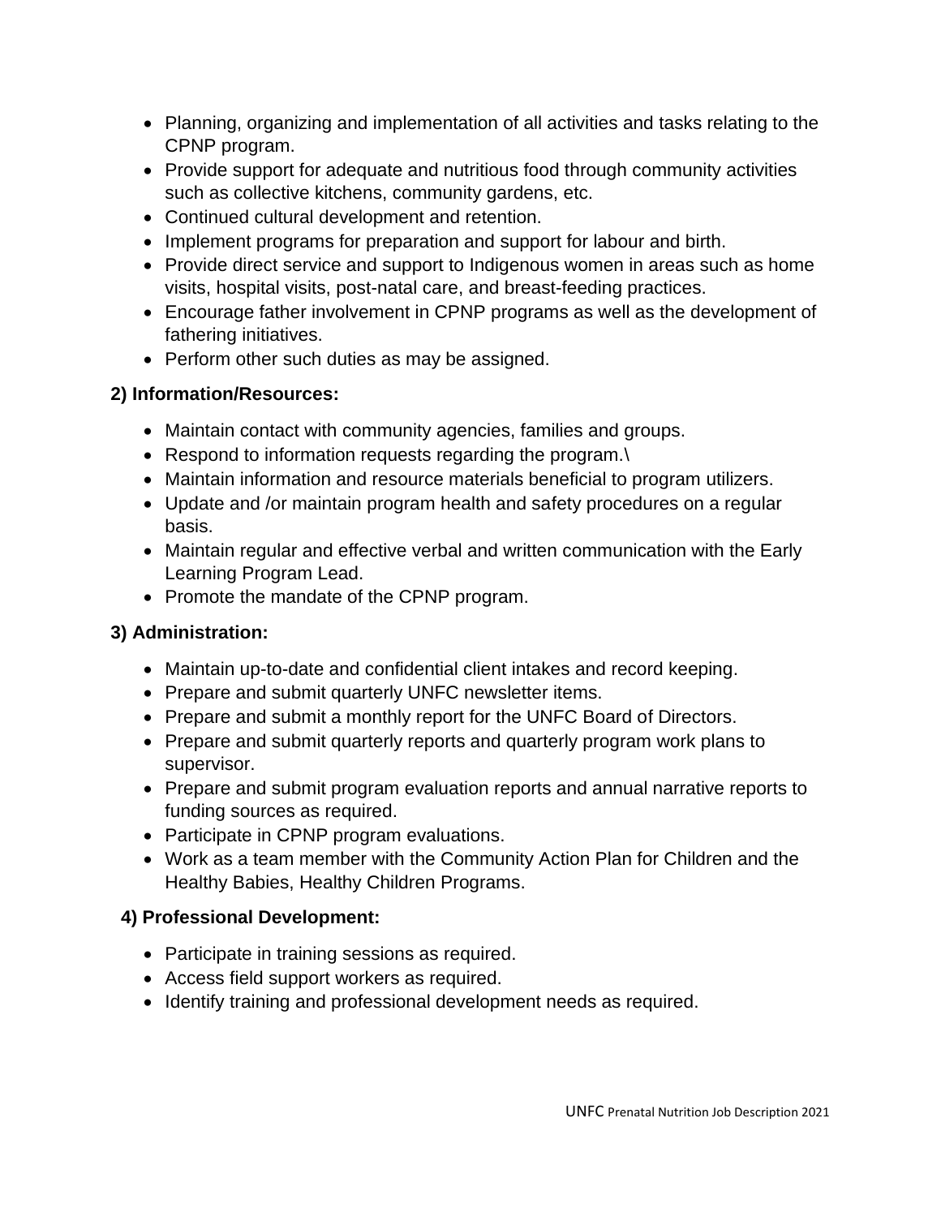- Planning, organizing and implementation of all activities and tasks relating to the CPNP program.
- Provide support for adequate and nutritious food through community activities such as collective kitchens, community gardens, etc.
- Continued cultural development and retention.
- Implement programs for preparation and support for labour and birth.
- Provide direct service and support to Indigenous women in areas such as home visits, hospital visits, post-natal care, and breast-feeding practices.
- Encourage father involvement in CPNP programs as well as the development of fathering initiatives.
- Perform other such duties as may be assigned.

**2) Information/Resources:**

- Maintain contact with community agencies, families and groups.
- Respond to information requests regarding the program.\
- Maintain information and resource materials beneficial to program utilizers.
- Update and /or maintain program health and safety procedures on a regular basis.
- Maintain regular and effective verbal and written communication with the Early Learning Program Lead.
- Promote the mandate of the CPNP program.

**3) Administration:**

- Maintain up-to-date and confidential client intakes and record keeping.
- Prepare and submit quarterly UNFC newsletter items.
- Prepare and submit a monthly report for the UNFC Board of Directors.
- Prepare and submit quarterly reports and quarterly program work plans to supervisor.
- Prepare and submit program evaluation reports and annual narrative reports to funding sources as required.
- Participate in CPNP program evaluations.
- Work as a team member with the Community Action Plan for Children and the Healthy Babies, Healthy Children Programs.

**4) Professional Development:**

- Participate in training sessions as required.
- Access field support workers as required.
- Identify training and professional development needs as required.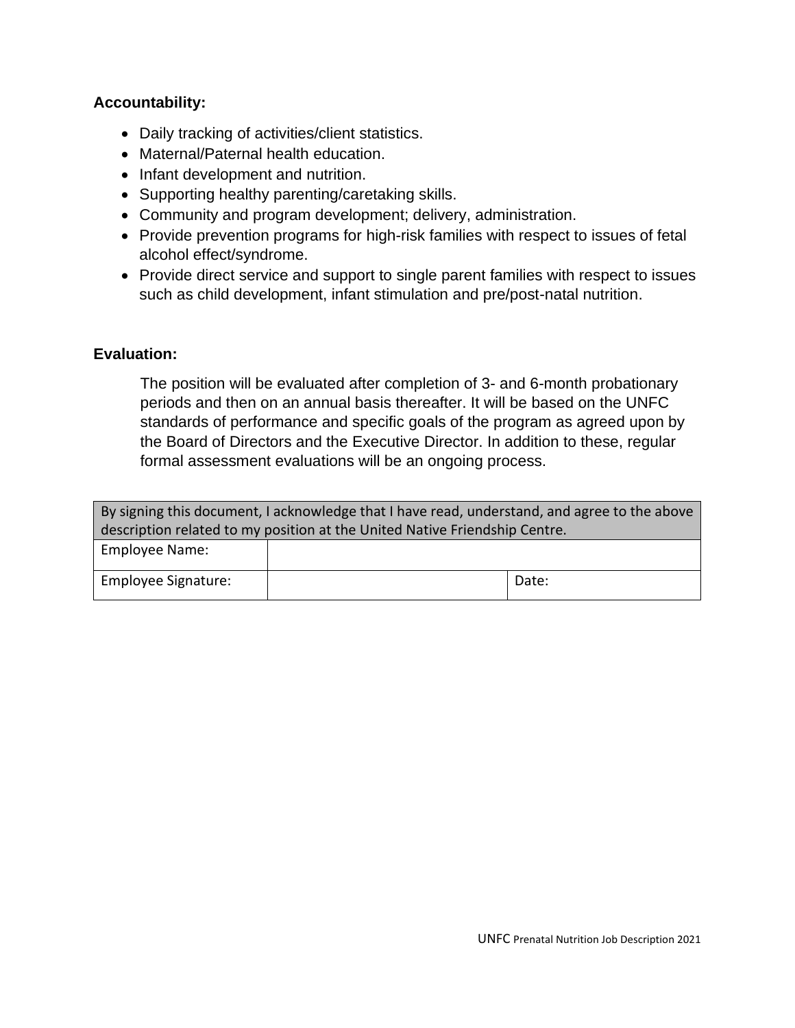**Accountability:**

- Daily tracking of activities/client statistics.
- Maternal/Paternal health education.
- Infant development and nutrition.
- Supporting healthy parenting/caretaking skills.
- Community and program development; delivery, administration.
- Provide prevention programs for high-risk families with respect to issues of fetal alcohol effect/syndrome.
- Provide direct service and support to single parent families with respect to issues such as child development, infant stimulation and pre/post-natal nutrition.

**Evaluation:**

The position will be evaluated after completion of 3- and 6-month probationary periods and then on an annual basis thereafter. It will be based on the UNFC standards of performance and specific goals of the program as agreed upon by the Board of Directors and the Executive Director. In addition to these, regular formal assessment evaluations will be an ongoing process.

| By signing this document, I acknowledge that I have read, understand, and agree to the above description related to my position at the United Native Friendship Centre. | | |
|---|---|---|
| Employee Name: | | |
| Employee Signature: | | Date: |